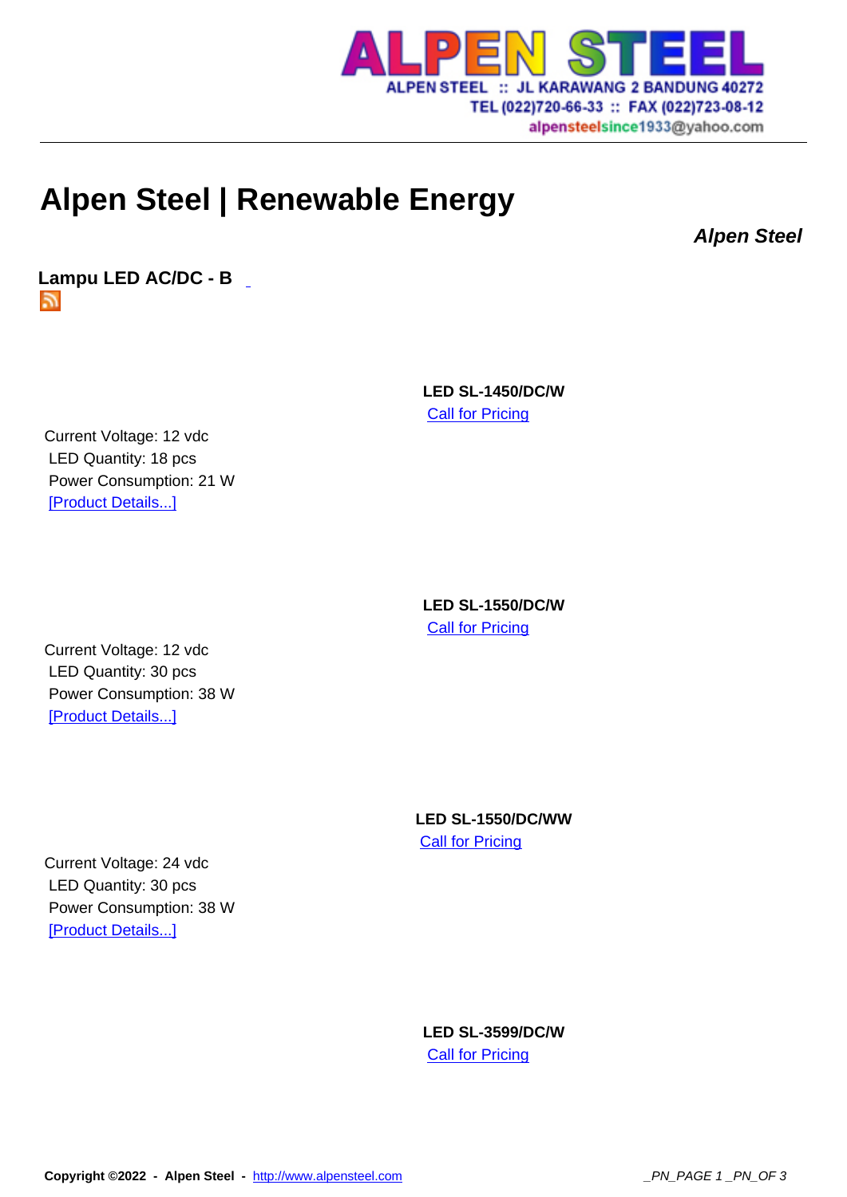# Alpen Steel | Renewable Energy

***Alpen Steel***

**Lampu LED AC/DC - B**

**LED SL-1450/DC/W**

[Call for Pricing]

Current Voltage: 12 vdc
LED Quantity: 18 pcs
Power Consumption: 21 W
[Product Details...]

**LED SL-1550/DC/W**

[Call for Pricing]

Current Voltage: 12 vdc
LED Quantity: 30 pcs
Power Consumption: 38 W
[Product Details...]

**LED SL-1550/DC/WW**

[Call for Pricing]

Current Voltage: 24 vdc
LED Quantity: 30 pcs
Power Consumption: 38 W
[Product Details...]

**LED SL-3599/DC/W**

[Call for Pricing]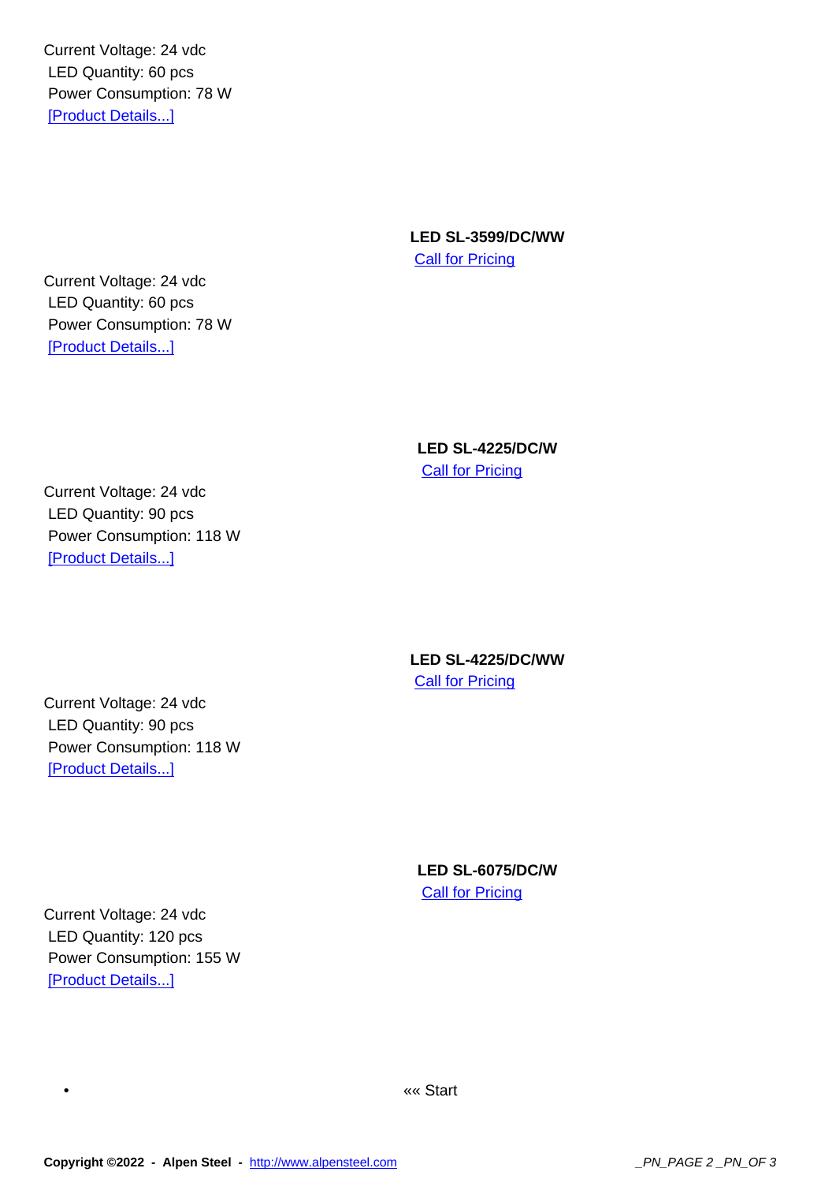Current Voltage: 24 vdc
LED Quantity: 60 pcs
Power Consumption: 78 W
[Product Details...]

**LED SL-3599/DC/WW**
Call for Pricing

Current Voltage: 24 vdc
LED Quantity: 60 pcs
Power Consumption: 78 W
[Product Details...]

**LED SL-4225/DC/W**
Call for Pricing

Current Voltage: 24 vdc
LED Quantity: 90 pcs
Power Consumption: 118 W
[Product Details...]

**LED SL-4225/DC/WW**
Call for Pricing

Current Voltage: 24 vdc
LED Quantity: 90 pcs
Power Consumption: 118 W
[Product Details...]

**LED SL-6075/DC/W**
Call for Pricing

Current Voltage: 24 vdc
LED Quantity: 120 pcs
Power Consumption: 155 W
[Product Details...]

- «« Start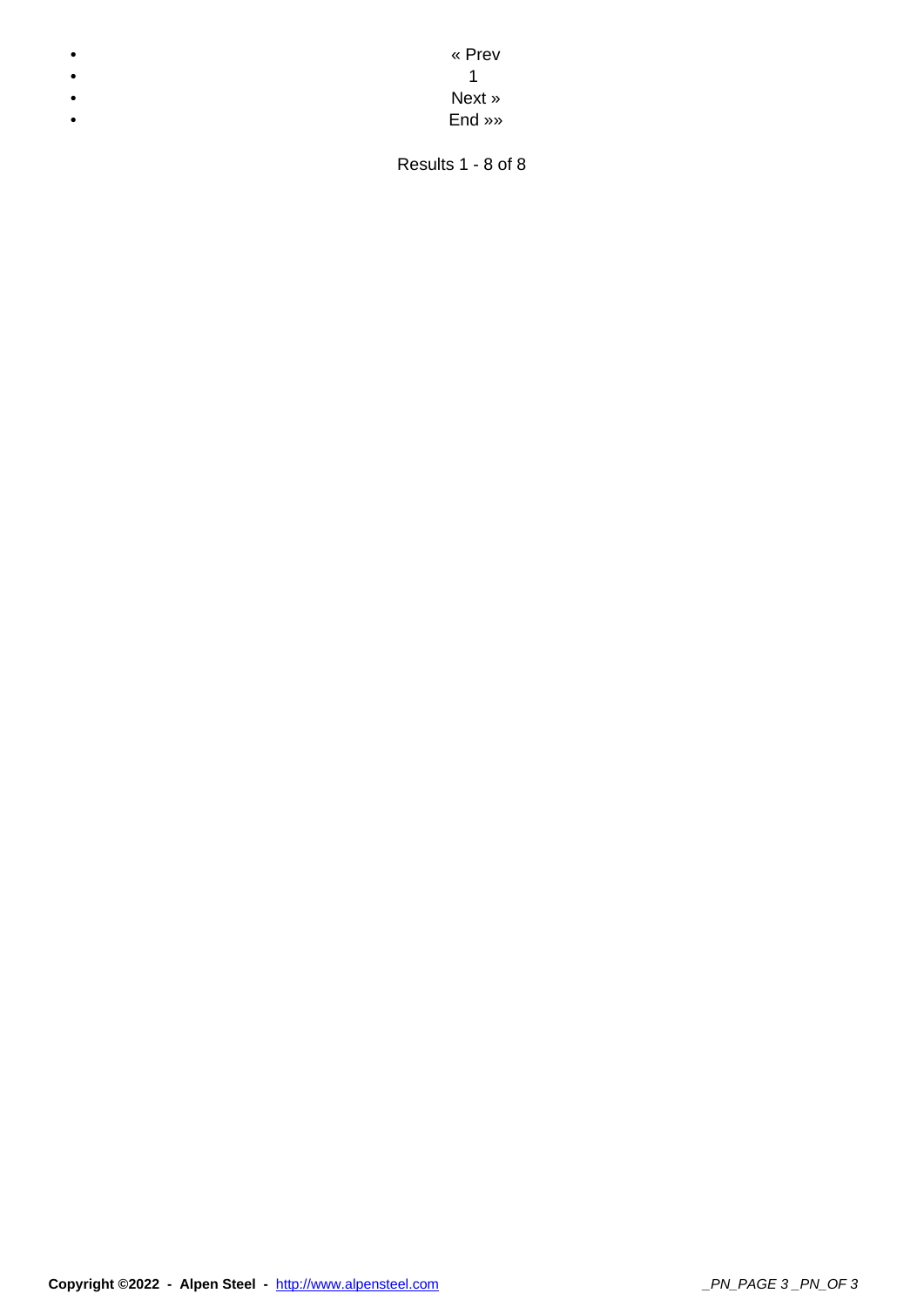- « Prev
- 1
- Next »
- End »»

Results 1 - 8 of 8